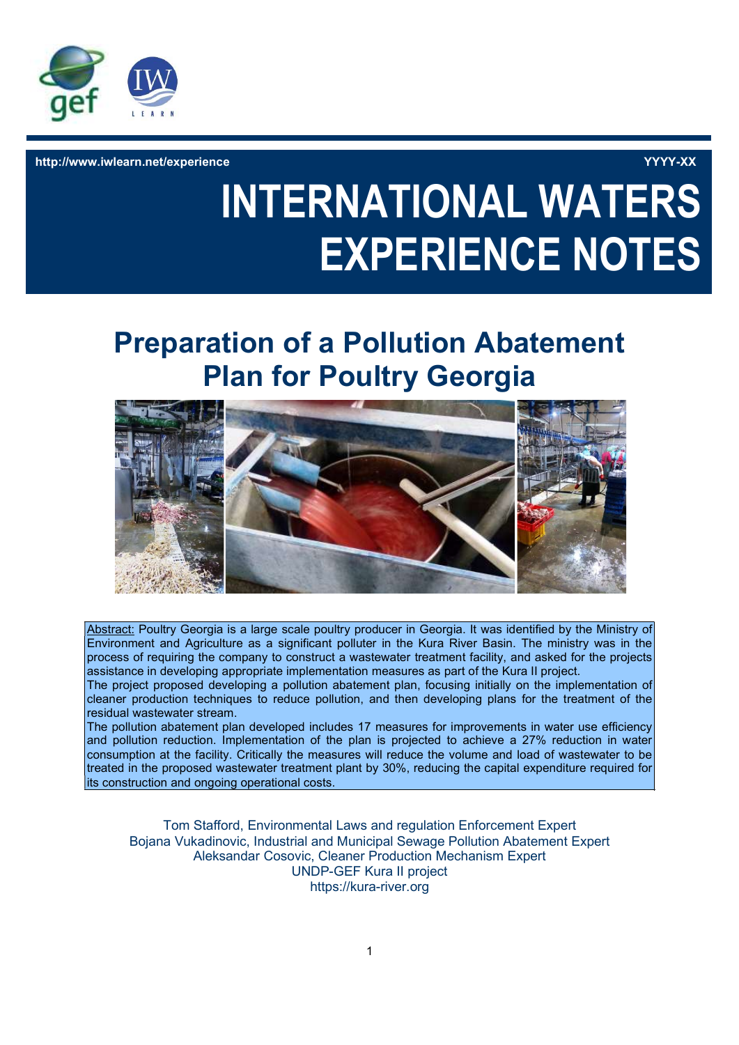http://www.iwlearn.net/experience YYYY-XX

# INTERNATIONAL WATERS EXPERIENCE NOTES

## Preparation of a Pollution Abatement Plan for Poultry Georgia

Abstract: Poultry Georgia is a large scale poultry producer in Georgia. It was identified by the Ministry of Environment and Agriculture as a significant polluter in the Kura River Basin. The ministry was in the process of requiring the company to construct a wastewater treatment facility, and asked for the projects assistance in developing appropriate implementation measures as part of the Kura II project.

The project proposed developing a pollution abatement plan, focusing initially on the implementation of cleaner production techniques to reduce pollution, and then developing plans for the treatment of the residual wastewater stream.

The pollution abatement plan developed includes 17 measures for improvements in water use efficiency and pollution reduction. Implementation of the plan is projected to achieve a 27% reduction in water consumption at the facility. Critically the measures will reduce the volume and load of wastewater to be treated in the proposed wastewater treatment plant by 30%, reducing the capital expenditure required for its construction and ongoing operational costs.

Tom Stafford, Environmental Laws and regulation Enforcement Expert
Bojana Vukadinovic, Industrial and Municipal Sewage Pollution Abatement Expert
Aleksandar Cosovic, Cleaner Production Mechanism Expert
UNDP-GEF Kura II project
https://kura-river.org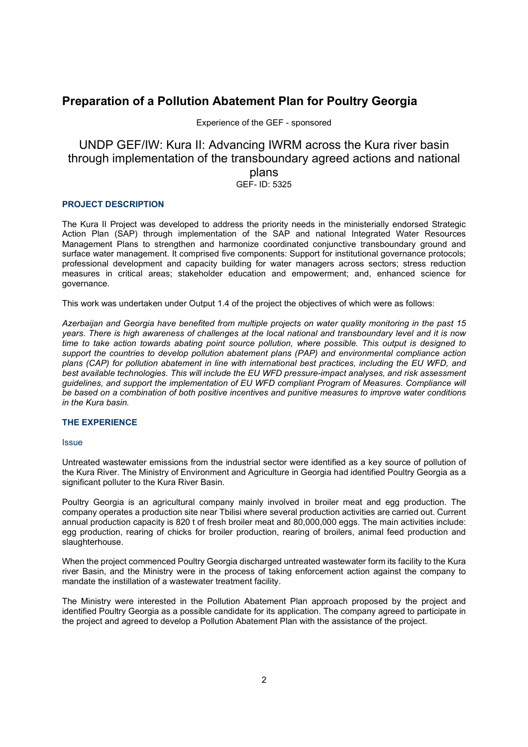# Preparation of a Pollution Abatement Plan for Poultry Georgia

Experience of the GEF - sponsored

## UNDP GEF/IW: Kura II: Advancing IWRM across the Kura river basin through implementation of the transboundary agreed actions and national plans

GEF- ID: 5325

### PROJECT DESCRIPTION

The Kura II Project was developed to address the priority needs in the ministerially endorsed Strategic Action Plan (SAP) through implementation of the SAP and national Integrated Water Resources Management Plans to strengthen and harmonize coordinated conjunctive transboundary ground and surface water management. It comprised five components: Support for institutional governance protocols; professional development and capacity building for water managers across sectors; stress reduction measures in critical areas; stakeholder education and empowerment; and, enhanced science for governance.

This work was undertaken under Output 1.4 of the project the objectives of which were as follows:

*Azerbaijan and Georgia have benefited from multiple projects on water quality monitoring in the past 15 years. There is high awareness of challenges at the local national and transboundary level and it is now time to take action towards abating point source pollution, where possible. This output is designed to support the countries to develop pollution abatement plans (PAP) and environmental compliance action plans (CAP) for pollution abatement in line with international best practices, including the EU WFD, and best available technologies. This will include the EU WFD pressure-impact analyses, and risk assessment guidelines, and support the implementation of EU WFD compliant Program of Measures. Compliance will be based on a combination of both positive incentives and punitive measures to improve water conditions in the Kura basin.*

### THE EXPERIENCE

#### Issue

Untreated wastewater emissions from the industrial sector were identified as a key source of pollution of the Kura River. The Ministry of Environment and Agriculture in Georgia had identified Poultry Georgia as a significant polluter to the Kura River Basin.

Poultry Georgia is an agricultural company mainly involved in broiler meat and egg production. The company operates a production site near Tbilisi where several production activities are carried out. Current annual production capacity is 820 t of fresh broiler meat and 80,000,000 eggs. The main activities include: egg production, rearing of chicks for broiler production, rearing of broilers, animal feed production and slaughterhouse.

When the project commenced Poultry Georgia discharged untreated wastewater form its facility to the Kura river Basin, and the Ministry were in the process of taking enforcement action against the company to mandate the instillation of a wastewater treatment facility.

The Ministry were interested in the Pollution Abatement Plan approach proposed by the project and identified Poultry Georgia as a possible candidate for its application. The company agreed to participate in the project and agreed to develop a Pollution Abatement Plan with the assistance of the project.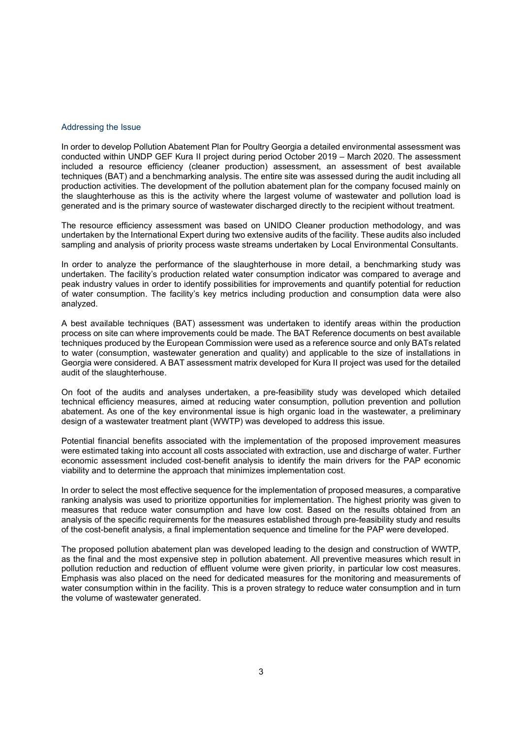## Addressing the Issue

In order to develop Pollution Abatement Plan for Poultry Georgia a detailed environmental assessment was conducted within UNDP GEF Kura II project during period October 2019 – March 2020. The assessment included a resource efficiency (cleaner production) assessment, an assessment of best available techniques (BAT) and a benchmarking analysis. The entire site was assessed during the audit including all production activities. The development of the pollution abatement plan for the company focused mainly on the slaughterhouse as this is the activity where the largest volume of wastewater and pollution load is generated and is the primary source of wastewater discharged directly to the recipient without treatment.

The resource efficiency assessment was based on UNIDO Cleaner production methodology, and was undertaken by the International Expert during two extensive audits of the facility. These audits also included sampling and analysis of priority process waste streams undertaken by Local Environmental Consultants.

In order to analyze the performance of the slaughterhouse in more detail, a benchmarking study was undertaken. The facility's production related water consumption indicator was compared to average and peak industry values in order to identify possibilities for improvements and quantify potential for reduction of water consumption. The facility's key metrics including production and consumption data were also analyzed.

A best available techniques (BAT) assessment was undertaken to identify areas within the production process on site can where improvements could be made. The BAT Reference documents on best available techniques produced by the European Commission were used as a reference source and only BATs related to water (consumption, wastewater generation and quality) and applicable to the size of installations in Georgia were considered. A BAT assessment matrix developed for Kura II project was used for the detailed audit of the slaughterhouse.

On foot of the audits and analyses undertaken, a pre-feasibility study was developed which detailed technical efficiency measures, aimed at reducing water consumption, pollution prevention and pollution abatement. As one of the key environmental issue is high organic load in the wastewater, a preliminary design of a wastewater treatment plant (WWTP) was developed to address this issue.

Potential financial benefits associated with the implementation of the proposed improvement measures were estimated taking into account all costs associated with extraction, use and discharge of water. Further economic assessment included cost-benefit analysis to identify the main drivers for the PAP economic viability and to determine the approach that minimizes implementation cost.

In order to select the most effective sequence for the implementation of proposed measures, a comparative ranking analysis was used to prioritize opportunities for implementation. The highest priority was given to measures that reduce water consumption and have low cost. Based on the results obtained from an analysis of the specific requirements for the measures established through pre-feasibility study and results of the cost-benefit analysis, a final implementation sequence and timeline for the PAP were developed.

The proposed pollution abatement plan was developed leading to the design and construction of WWTP, as the final and the most expensive step in pollution abatement. All preventive measures which result in pollution reduction and reduction of effluent volume were given priority, in particular low cost measures. Emphasis was also placed on the need for dedicated measures for the monitoring and measurements of water consumption within in the facility. This is a proven strategy to reduce water consumption and in turn the volume of wastewater generated.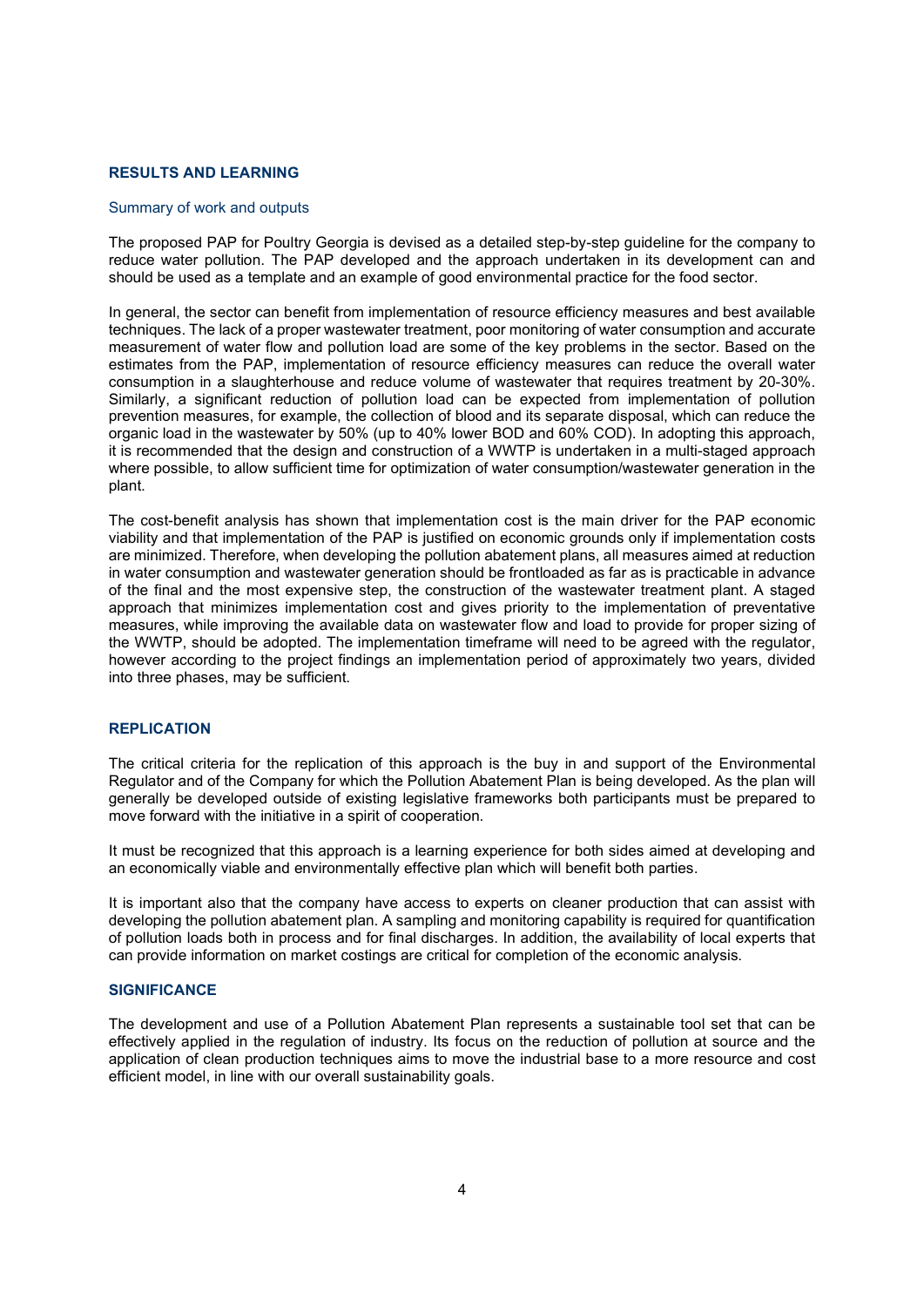## RESULTS AND LEARNING

### Summary of work and outputs

The proposed PAP for Poultry Georgia is devised as a detailed step-by-step guideline for the company to reduce water pollution. The PAP developed and the approach undertaken in its development can and should be used as a template and an example of good environmental practice for the food sector.

In general, the sector can benefit from implementation of resource efficiency measures and best available techniques. The lack of a proper wastewater treatment, poor monitoring of water consumption and accurate measurement of water flow and pollution load are some of the key problems in the sector. Based on the estimates from the PAP, implementation of resource efficiency measures can reduce the overall water consumption in a slaughterhouse and reduce volume of wastewater that requires treatment by 20-30%. Similarly, a significant reduction of pollution load can be expected from implementation of pollution prevention measures, for example, the collection of blood and its separate disposal, which can reduce the organic load in the wastewater by 50% (up to 40% lower BOD and 60% COD). In adopting this approach, it is recommended that the design and construction of a WWTP is undertaken in a multi-staged approach where possible, to allow sufficient time for optimization of water consumption/wastewater generation in the plant.

The cost-benefit analysis has shown that implementation cost is the main driver for the PAP economic viability and that implementation of the PAP is justified on economic grounds only if implementation costs are minimized. Therefore, when developing the pollution abatement plans, all measures aimed at reduction in water consumption and wastewater generation should be frontloaded as far as is practicable in advance of the final and the most expensive step, the construction of the wastewater treatment plant. A staged approach that minimizes implementation cost and gives priority to the implementation of preventative measures, while improving the available data on wastewater flow and load to provide for proper sizing of the WWTP, should be adopted. The implementation timeframe will need to be agreed with the regulator, however according to the project findings an implementation period of approximately two years, divided into three phases, may be sufficient.

## REPLICATION

The critical criteria for the replication of this approach is the buy in and support of the Environmental Regulator and of the Company for which the Pollution Abatement Plan is being developed. As the plan will generally be developed outside of existing legislative frameworks both participants must be prepared to move forward with the initiative in a spirit of cooperation.

It must be recognized that this approach is a learning experience for both sides aimed at developing and an economically viable and environmentally effective plan which will benefit both parties.

It is important also that the company have access to experts on cleaner production that can assist with developing the pollution abatement plan. A sampling and monitoring capability is required for quantification of pollution loads both in process and for final discharges. In addition, the availability of local experts that can provide information on market costings are critical for completion of the economic analysis.

## SIGNIFICANCE

The development and use of a Pollution Abatement Plan represents a sustainable tool set that can be effectively applied in the regulation of industry. Its focus on the reduction of pollution at source and the application of clean production techniques aims to move the industrial base to a more resource and cost efficient model, in line with our overall sustainability goals.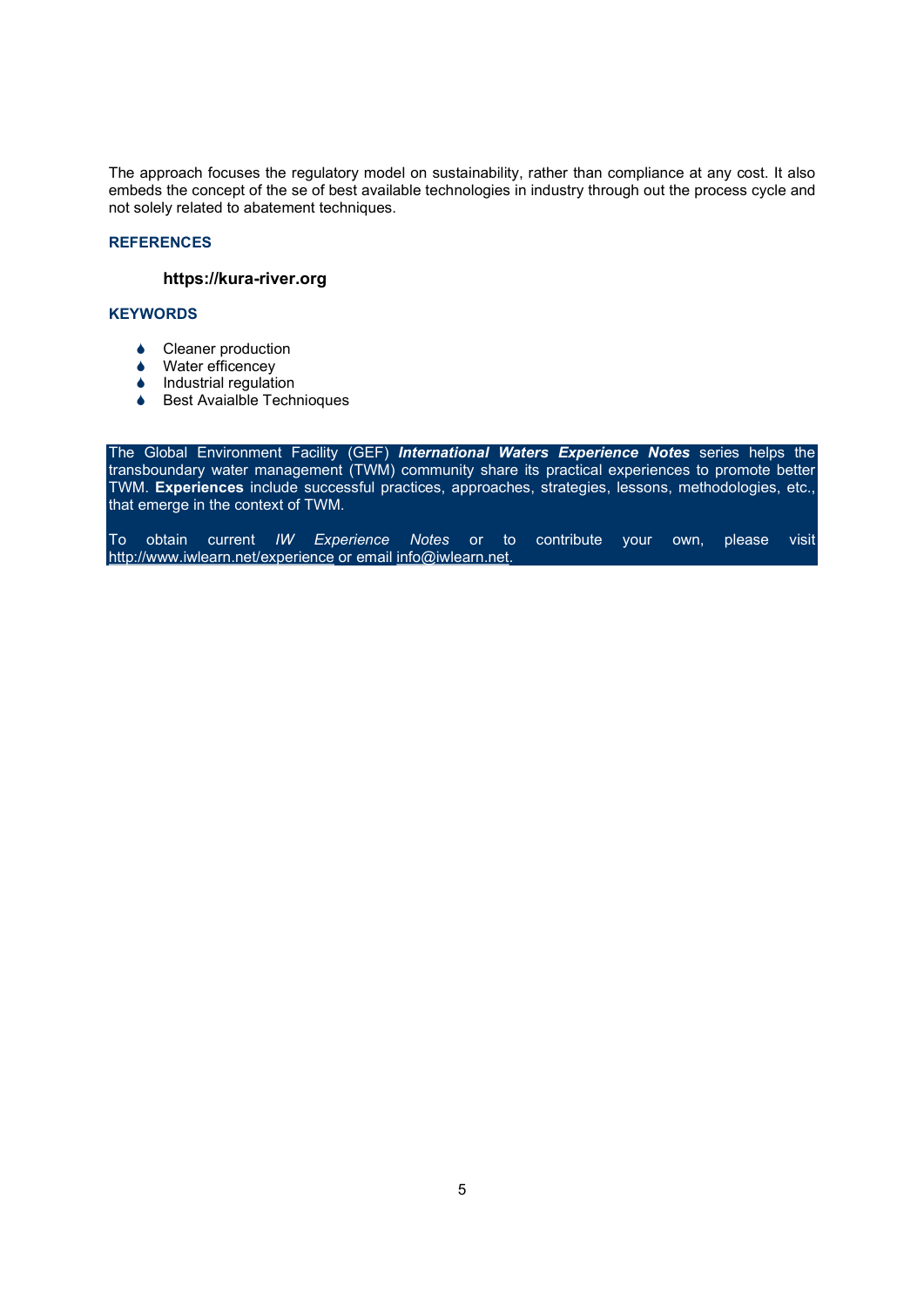The approach focuses the regulatory model on sustainability, rather than compliance at any cost. It also embeds the concept of the se of best available technologies in industry through out the process cycle and not solely related to abatement techniques.

### REFERENCES

**https://kura-river.org**

### KEYWORDS

- Cleaner production
- Water efficencey
- Industrial regulation
- Best Avaialble Technioques

The Global Environment Facility (GEF) ***International Waters Experience Notes*** series helps the transboundary water management (TWM) community share its practical experiences to promote better TWM. **Experiences** include successful practices, approaches, strategies, lessons, methodologies, etc., that emerge in the context of TWM.

To obtain current *IW Experience Notes* or to contribute your own, please visit http://www.iwlearn.net/experience or email info@iwlearn.net.